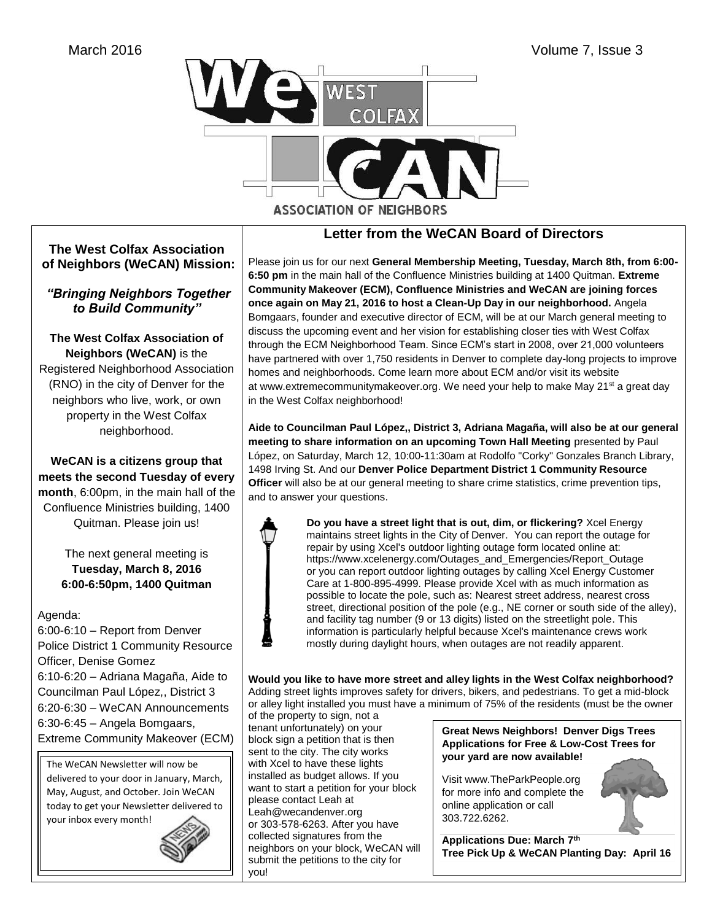March 2016 Volume 7, Issue 3

# WeCAN West Colfax Association of Neighbors

**The West Colfax Association of Neighbors (WeCAN) Mission:**

***"Bringing Neighbors Together to Build Community"***

**The West Colfax Association of Neighbors (WeCAN)** is the Registered Neighborhood Association (RNO) in the city of Denver for the neighbors who live, work, or own property in the West Colfax neighborhood.

**WeCAN is a citizens group that meets the second Tuesday of every month**, 6:00pm, in the main hall of the Confluence Ministries building, 1400 Quitman. Please join us!

The next general meeting is
**Tuesday, March 8, 2016**
**6:00-6:50pm, 1400 Quitman**

Agenda:

6:00-6:10 – Report from Denver Police District 1 Community Resource Officer, Denise Gomez
6:10-6:20 – Adriana Magaña, Aide to Councilman Paul López,, District 3
6:20-6:30 – WeCAN Announcements
6:30-6:45 – Angela Bomgaars, Extreme Community Makeover (ECM)

The WeCAN Newsletter will now be delivered to your door in January, March, May, August, and October. Join WeCAN today to get your Newsletter delivered to your inbox every month!

## Letter from the WeCAN Board of Directors

Please join us for our next **General Membership Meeting, Tuesday, March 8th, from 6:00-6:50 pm** in the main hall of the Confluence Ministries building at 1400 Quitman. **Extreme Community Makeover (ECM), Confluence Ministries and WeCAN are joining forces once again on May 21, 2016 to host a Clean-Up Day in our neighborhood.** Angela Bomgaars, founder and executive director of ECM, will be at our March general meeting to discuss the upcoming event and her vision for establishing closer ties with West Colfax through the ECM Neighborhood Team. Since ECM's start in 2008, over 21,000 volunteers have partnered with over 1,750 residents in Denver to complete day-long projects to improve homes and neighborhoods. Come learn more about ECM and/or visit its website at www.extremecommunitymakeover.org. We need your help to make May 21st a great day in the West Colfax neighborhood!

**Aide to Councilman Paul López,, District 3, Adriana Magaña, will also be at our general meeting to share information on an upcoming Town Hall Meeting** presented by Paul López, on Saturday, March 12, 10:00-11:30am at Rodolfo "Corky" Gonzales Branch Library, 1498 Irving St. And our **Denver Police Department District 1 Community Resource Officer** will also be at our general meeting to share crime statistics, crime prevention tips, and to answer your questions.

**Do you have a street light that is out, dim, or flickering?** Xcel Energy maintains street lights in the City of Denver. You can report the outage for repair by using Xcel's outdoor lighting outage form located online at: https://www.xcelenergy.com/Outages_and_Emergencies/Report_Outage or you can report outdoor lighting outages by calling Xcel Energy Customer Care at 1-800-895-4999. Please provide Xcel with as much information as possible to locate the pole, such as: Nearest street address, nearest cross street, directional position of the pole (e.g., NE corner or south side of the alley), and facility tag number (9 or 13 digits) listed on the streetlight pole. This information is particularly helpful because Xcel's maintenance crews work mostly during daylight hours, when outages are not readily apparent.

**Would you like to have more street and alley lights in the West Colfax neighborhood?** Adding street lights improves safety for drivers, bikers, and pedestrians. To get a mid-block or alley light installed you must have a minimum of 75% of the residents (must be the owner of the property to sign, not a tenant unfortunately) on your block sign a petition that is then sent to the city. The city works with Xcel to have these lights installed as budget allows. If you want to start a petition for your block please contact Leah at Leah@wecandenver.org or 303-578-6263. After you have collected signatures from the neighbors on your block, WeCAN will submit the petitions to the city for you!

**Great News Neighbors! Denver Digs Trees Applications for Free & Low-Cost Trees for your yard are now available!**

Visit www.TheParkPeople.org for more info and complete the online application or call 303.722.6262.

**Applications Due: March 7th**
**Tree Pick Up & WeCAN Planting Day: April 16**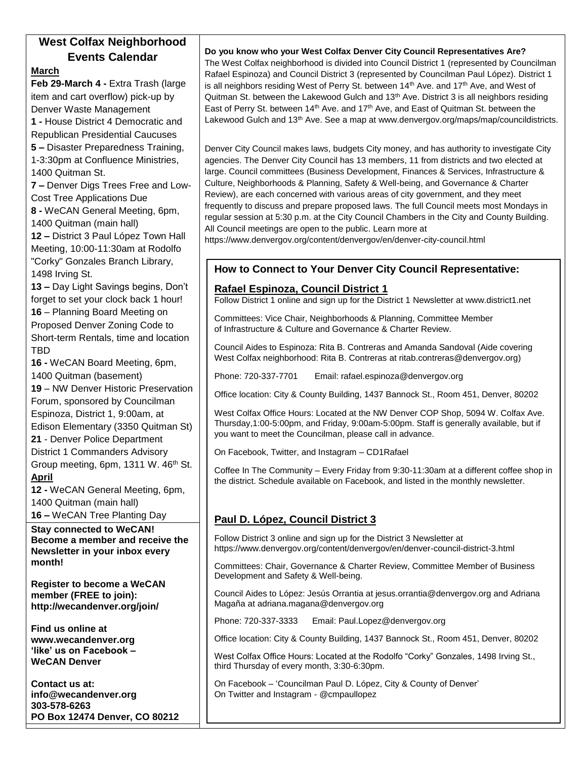## West Colfax Neighborhood Events Calendar

**March**

**Feb 29-March 4 -** Extra Trash (large item and cart overflow) pick-up by Denver Waste Management

**1 -** House District 4 Democratic and Republican Presidential Caucuses

**5 –** Disaster Preparedness Training, 1-3:30pm at Confluence Ministries, 1400 Quitman St.

**7 –** Denver Digs Trees Free and Low-Cost Tree Applications Due

**8 -** WeCAN General Meeting, 6pm, 1400 Quitman (main hall)

**12 –** District 3 Paul López Town Hall Meeting, 10:00-11:30am at Rodolfo "Corky" Gonzales Branch Library, 1498 Irving St.

**13 –** Day Light Savings begins, Don't forget to set your clock back 1 hour!

**16** – Planning Board Meeting on Proposed Denver Zoning Code to Short-term Rentals, time and location TBD

**16 -** WeCAN Board Meeting, 6pm, 1400 Quitman (basement)

**19** – NW Denver Historic Preservation Forum, sponsored by Councilman Espinoza, District 1, 9:00am, at Edison Elementary (3350 Quitman St)

**21** - Denver Police Department District 1 Commanders Advisory Group meeting, 6pm, 1311 W. 46th St.

**April**

**12 -** WeCAN General Meeting, 6pm, 1400 Quitman (main hall)

**16 –** WeCAN Tree Planting Day

**Stay connected to WeCAN! Become a member and receive the Newsletter in your inbox every month!**

**Register to become a WeCAN member (FREE to join): http://wecandenver.org/join/**

**Find us online at www.wecandenver.org**
**'like' us on Facebook – WeCAN Denver**

**Contact us at:**
**info@wecandenver.org**
**303-578-6263**
**PO Box 12474 Denver, CO 80212**

**Do you know who your West Colfax Denver City Council Representatives Are?**

The West Colfax neighborhood is divided into Council District 1 (represented by Councilman Rafael Espinoza) and Council District 3 (represented by Councilman Paul López). District 1 is all neighbors residing West of Perry St. between 14th Ave. and 17th Ave, and West of Quitman St. between the Lakewood Gulch and 13th Ave. District 3 is all neighbors residing East of Perry St. between 14th Ave. and 17th Ave, and East of Quitman St. between the Lakewood Gulch and 13th Ave. See a map at www.denvergov.org/maps/map/councildistricts.

Denver City Council makes laws, budgets City money, and has authority to investigate City agencies. The Denver City Council has 13 members, 11 from districts and two elected at large. Council committees (Business Development, Finances & Services, Infrastructure & Culture, Neighborhoods & Planning, Safety & Well-being, and Governance & Charter Review), are each concerned with various areas of city government, and they meet frequently to discuss and prepare proposed laws. The full Council meets most Mondays in regular session at 5:30 p.m. at the City Council Chambers in the City and County Building. All Council meetings are open to the public. Learn more at https://www.denvergov.org/content/denvergov/en/denver-city-council.html

### How to Connect to Your Denver City Council Representative:

#### Rafael Espinoza, Council District 1

Follow District 1 online and sign up for the District 1 Newsletter at www.district1.net

Committees: Vice Chair, Neighborhoods & Planning, Committee Member of Infrastructure & Culture and Governance & Charter Review.

Council Aides to Espinoza: Rita B. Contreras and Amanda Sandoval (Aide covering West Colfax neighborhood: Rita B. Contreras at ritab.contreras@denvergov.org)

Phone: 720-337-7701 Email: rafael.espinoza@denvergov.org

Office location: City & County Building, 1437 Bannock St., Room 451, Denver, 80202

West Colfax Office Hours: Located at the NW Denver COP Shop, 5094 W. Colfax Ave. Thursday,1:00-5:00pm, and Friday, 9:00am-5:00pm. Staff is generally available, but if you want to meet the Councilman, please call in advance.

On Facebook, Twitter, and Instagram – CD1Rafael

Coffee In The Community – Every Friday from 9:30-11:30am at a different coffee shop in the district. Schedule available on Facebook, and listed in the monthly newsletter.

#### Paul D. López, Council District 3

Follow District 3 online and sign up for the District 3 Newsletter at https://www.denvergov.org/content/denvergov/en/denver-council-district-3.html

Committees: Chair, Governance & Charter Review, Committee Member of Business Development and Safety & Well-being.

Council Aides to López: Jesús Orrantia at jesus.orrantia@denvergov.org and Adriana Magaña at adriana.magana@denvergov.org

Phone: 720-337-3333 Email: Paul.Lopez@denvergov.org

Office location: City & County Building, 1437 Bannock St., Room 451, Denver, 80202

West Colfax Office Hours: Located at the Rodolfo "Corky" Gonzales, 1498 Irving St., third Thursday of every month, 3:30-6:30pm.

On Facebook – 'Councilman Paul D. López, City & County of Denver'
On Twitter and Instagram - @cmpaullopez